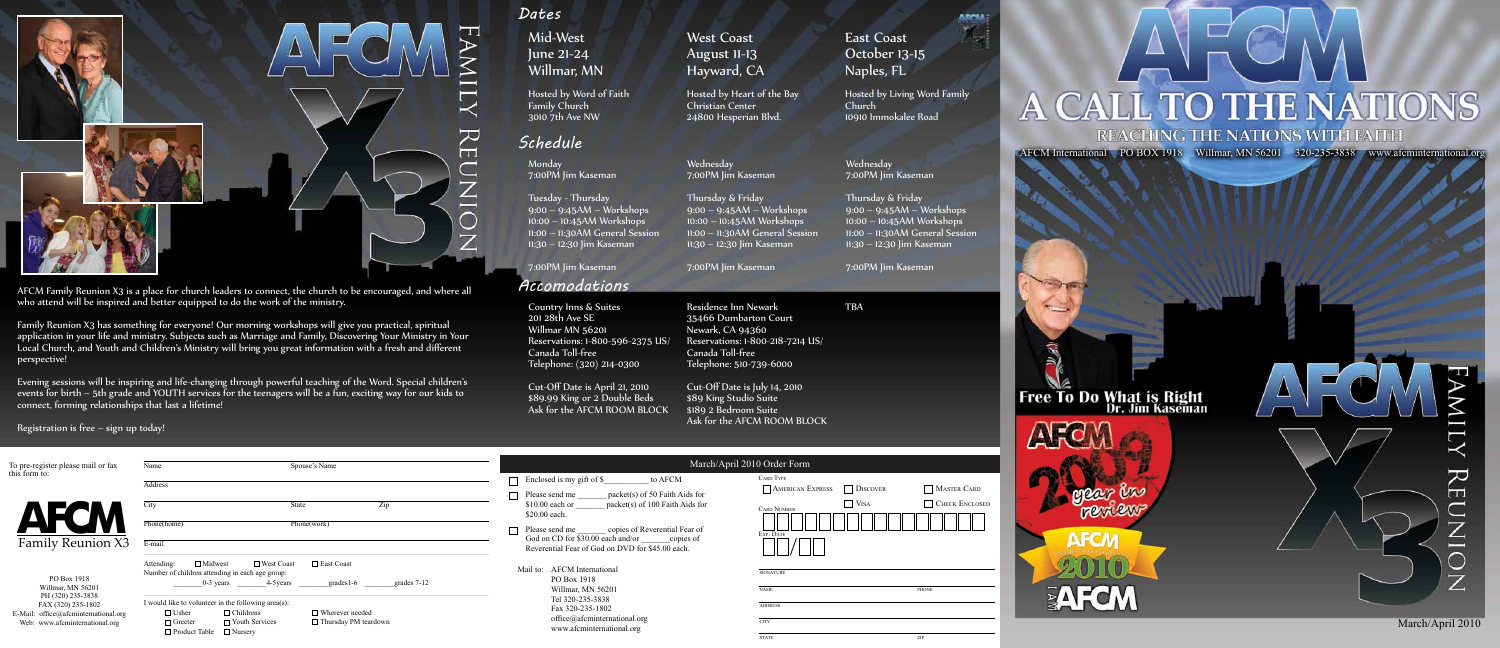# AFCM X3 Family Reunion

AFCM Family Reunion X3 is a place for church leaders to connect, the church to be encouraged, and where all who attend will be inspired and better equipped to do the work of the ministry.

Family Reunion X3 has something for everyone! Our morning workshops will give you practical, spiritual application in your life and ministry. Subjects such as Marriage and Family, Discovering Your Ministry in Your Local Church, and Youth and Children's Ministry will bring you great information with a fresh and different perspective!

Evening sessions will be inspiring and life-changing through powerful teaching of the Word. Special children's events for birth – 5th grade and YOUTH services for the teenagers will be a fun, exciting way for our kids to connect, forming relationships that last a lifetime!

Registration is free – sign up today!

## Dates

| Mid-West | West Coast | East Coast |
|---|---|---|
| June 21-24 | August 11-13 | October 13-15 |
| Willmar, MN | Hayward, CA | Naples, FL |
| Hosted by Word of Faith Family Church<br>3010 7th Ave NW | Hosted by Heart of the Bay Christian Center<br>24800 Hesperian Blvd. | Hosted by Living Word Family Church<br>10910 Immokalee Road |

## Schedule

| Mid-West | West Coast | East Coast |
|---|---|---|
| Monday<br>7:00PM Jim Kaseman | Wednesday<br>7:00PM Jim Kaseman | Wednesday<br>7:00PM Jim Kaseman |
| Tuesday - Thursday<br>9:00 – 9:45AM – Workshops<br>10:00 – 10:45AM Workshops<br>11:00 – 11:30AM General Session<br>11:30 – 12:30 Jim Kaseman | Thursday & Friday<br>9:00 – 9:45AM – Workshops<br>10:00 – 10:45AM Workshops<br>11:00 – 11:30AM General Session<br>11:30 – 12:30 Jim Kaseman | Thursday & Friday<br>9:00 – 9:45AM – Workshops<br>10:00 – 10:45AM Workshops<br>11:00 – 11:30AM General Session<br>11:30 – 12:30 Jim Kaseman |
| 7:00PM Jim Kaseman | 7:00PM Jim Kaseman | 7:00PM Jim Kaseman |

## Accomodations

| Mid-West | West Coast | East Coast |
|---|---|---|
| Country Inns & Suites<br>201 28th Ave SE<br>Willmar MN 56201<br>Reservations: 1-800-596-2375 US/Canada Toll-free<br>Telephone: (320) 214-0300 | Residence Inn Newark<br>35466 Dumbarton Court<br>Newark, CA 94360<br>Reservations: 1-800-218-7214 US/Canada Toll-free<br>Telephone: 510-739-6000 | TBA |
| Cut-Off Date is April 21, 2010<br>$89.99 King or 2 Double Beds<br>Ask for the AFCM ROOM BLOCK | Cut-Off Date is July 14, 2010<br>$89 King Studio Suite<br>$189 2 Bedroom Suite<br>Ask for the AFCM ROOM BLOCK | |

# A CALL TO THE NATIONS

## REACHING THE NATIONS WITH FAITH

AFCM International PO BOX 1918 Willmar, MN 56201 320-235-3838 www.afcminternational.org

Free To Do What is Right
Dr. Jim Kaseman

AFCM 2009 year in review

AFCM 2010

AFCM X3 Family Reunion

March/April 2010

---

To pre-register please mail or fax this form to:

AFCM Family Reunion X3

PO Box 1918
Willmar, MN 56201
PH (320) 235-3838
FAX (320) 235-1802
E-Mail: office@afcminternational.org
Web: www.afcminternational.org

Name ____________ Spouse's Name ____________

Address ____________

City ____________ State ____________ Zip ____________

Phone(home) ____________ Phone(work) ____________

E-mail ____________

Attending: ☐ Midwest ☐ West Coast ☐ East Coast

Number of children attending in each age group:
_______0-3 years _______4-5years _______grades1-6 _______grades 7-12

I would like to volunteer in the following area(s):
☐ Usher ☐ Childrens ☐ Wherever needed
☐ Greeter ☐ Youth Services ☐ Thursday PM teardown
☐ Product Table ☐ Nursery

## March/April 2010 Order Form

☐ Enclosed is my gift of $__________ to AFCM

☐ Please send me _______ packet(s) of 50 Faith Aids for $10.00 each or _______ packet(s) of 100 Faith Aids for $20.00 each.

☐ Please send me _______ copies of Reverential Fear of God on CD for $30.00 each and/or _______copies of Reverential Fear of God on DVD for $45.00 each.

Mail to: AFCM International
PO Box 1918
Willmar, MN 56201
Tel 320-235-3838
Fax 320-235-1802
office@afcminternational.org
www.afcminternational.org

Card Type
☐ American Express ☐ Discover ☐ Master Card
☐ Visa ☐ Check Enclosed

Card Number ____________

Exp. Date ___/___

Signature ____________

Name ____________ Phone ____________

Address ____________

City ____________

State ____________ Zip ____________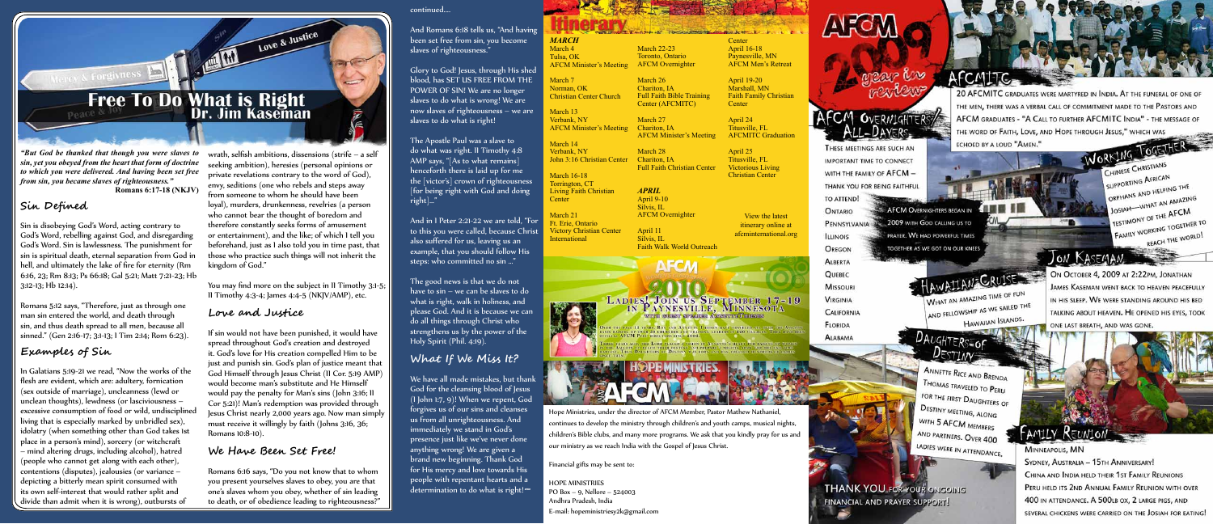# Free To Do What is Right
## Dr. Jim Kaseman

*"But God be thanked that though you were slaves to sin, yet you obeyed from the heart that form of doctrine to which you were delivered. And having been set free from sin, you became slaves of righteousness."*
**Romans 6:17-18 (NKJV)**

### Sin Defined

Sin is disobeying God's Word, acting contrary to God's Word, rebelling against God, and disregarding God's Word. Sin is lawlessness. The punishment for sin is spiritual death, eternal separation from God in hell, and ultimately the lake of fire for eternity (Rm 6:16, 23; Rm 8:13; Ps 66:18; Gal 5:21; Matt 7:21-23; Hb 3:12-13; Hb 12:14).

Romans 5:12 says, "Therefore, just as through one man sin entered the world, and death through sin, and thus death spread to all men, because all sinned." (Gen 2:16-17; 3:1-13; I Tim 2:14; Rom 6:23).

### Examples of Sin

In Galatians 5:19-21 we read, "Now the works of the flesh are evident, which are: adultery, fornication (sex outside of marriage), uncleanness (lewd or unclean thoughts), lewdness (or lasciviousness – excessive consumption of food or wild, undisciplined living that is especially marked by unbridled sex), idolatry (when something other than God takes 1st place in a person's mind), sorcery (or witchcraft – mind altering drugs, including alcohol), hatred (people who cannot get along with each other), contentions (disputes), jealousies (or variance – depicting a bitterly mean spirit consumed with its own self-interest that would rather split and divide than admit when it is wrong), outbursts of wrath, selfish ambitions, dissensions (strife – a self seeking ambition), heresies (personal opinions or private revelations contrary to the word of God), envy, seditions (one who rebels and steps away from someone to whom he should have been loyal), murders, drunkenness, revelries (a person who cannot bear the thought of boredom and therefore constantly seeks forms of amusement or entertainment), and the like; of which I tell you beforehand, just as I also told you in time past, that those who practice such things will not inherit the kingdom of God."

You may find more on the subject in II Timothy 3:1-5; II Timothy 4:3-4; James 4:4-5 (NKJV/AMP), etc.

### Love and Justice

If sin would not have been punished, it would have spread throughout God's creation and destroyed it. God's love for His creation compelled Him to be just and punish sin. God's plan of justice meant that God Himself through Jesus Christ (II Cor. 5:19 AMP) would become man's substitute and He Himself would pay the penalty for Man's sins (John 3:16; II Cor 5:21)! Man's redemption was provided through Jesus Christ nearly 2,000 years ago. Now man simply must receive it willingly by faith (John 3:16, 36; Romans 10:8-10).

### We Have Been Set Free!

Romans 6:16 says, "Do you not know that to whom you present yourselves slaves to obey, you are that one's slaves whom you obey, whether of sin leading to death, or of obedience leading to righteousness?" continued....

And Romans 6:18 tells us, "And having been set free from sin, you become slaves of righteousness."

Glory to God! Jesus, through His shed blood, has SET US FREE FROM THE POWER OF SIN! We are no longer slaves to do what is wrong! We are now slaves of righteousness – we are slaves to do what is right!

The Apostle Paul was a slave to do what was right. II Timothy 4:8 AMP says, "[As to what remains] henceforth there is laid up for me the [victor's] crown of righteousness [for being right with God and doing right]..."

And in I Peter 2:21-22 we are told, "For to this you were called, because Christ also suffered for us, leaving us an example, that you should follow His steps: who committed no sin ..."

The good news is that we do not have to sin – we can be slaves to do what is right, walk in holiness, and please God. And it is because we can do all things through Christ who strengthens us by the power of the Holy Spirit (Phil. 4:13).

### What If We Miss It?

We have all made mistakes, but thank God for the cleansing blood of Jesus (I John 1:7, 9)! When we repent, God forgives us of our sins and cleanses us from all unrighteousness. And immediately we stand in God's presence just like we've never done anything wrong! We are given a brand new beginning. Thank God for His mercy and love towards His people with repentant hearts and a determination to do what is right!

# Itinerary

***MARCH***

March 4
Tulsa, OK
AFCM Minister's Meeting

March 7
Norman, OK
Christian Center Church

March 13
Verbank, NY
AFCM Minister's Meeting

March 14
Verbank, NY
John 3:16 Christian Center

March 16-18
Torrington, CT
Living Faith Christian Center

March 21
Ft. Erie, Ontario
Victory Christian Center International

March 22-23
Toronto, Ontario
AFCM Overnighter

March 26
Chariton, IA
Full Faith Bible Training Center (AFCMITC)

March 27
Chariton, IA
AFCM Minister's Meeting

March 28
Chariton, IA
Full Faith Christian Center

***APRIL***

April 9-10
Silvis, IL
AFCM Overnighter

April 11
Silvis, IL
Faith Walk World Outreach Center

April 16-18
Paynesville, MN
AFCM Men's Retreat

April 19-20
Marshall, MN
Faith Family Christian Center

April 24
Titusville, FL
AFCMITC Graduation

April 25
Titusville, FL
Victorious Living Christian Center

View the latest itinerary online at afcminternational.org

## AFCM 2010
## Ladies! Join us September 17-19 in Paynesville, Minnesota

## Hope Ministries

Hope Ministries, under the director of AFCM Member, Pastor Mathew Nathaniel, continues to develop the ministry through children's and youth camps, musical nights, children's Bible clubs, and many more programs. We ask that you kindly pray for us and our ministry as we reach India with the Gospel of Jesus Christ.

Financial gifts may be sent to:

HOPE MINISTRIES
PO Box – 9, Nellore – 524003
Andhra Pradesh, India
E-mail: hopeministriesy2k@gmail.com

# AFCM 2009 year in review

## AFCM Overnighters/All-Dayers

These meetings are such an important time to connect with the family of AFCM – thank you for being faithful to attend!

Ontario
Pennsylvania
Illinois
Oregon
Alberta
Quebec
Missouri
Virginia
California
Florida
Alabama

AFCM Overnighters began in 2009 with God calling us to prayer. We had powerful times together as we got on our knees

## AFCMITC

20 AFCMITC graduates were martyred in India. At the funeral of one of the men, there was a verbal call of commitment made to the Pastors and AFCM graduates - "A Call to further AFCMITC India" - the message of the word of Faith, Love, and Hope through Jesus," which was echoed by a loud "Amen."

## Working Together

Chinese Christians supporting African orphans and helping the Josiah—what an amazing testimony of the AFCM Family working together to reach the world!

## Hawaiian Cruise

What an amazing time of fun and fellowship as we sailed the Hawaiian Islands.

## Daughters of Destiny

Annette Rice and Brenda Thomas traveled to Peru for the first Daughters of Destiny meeting, along with 5 AFCM members and partners. Over 400 ladies were in attendance.

## Jon Kaseman

On October 4, 2009 at 2:22pm, Jonathan James Kaseman went back to heaven peacefully in his sleep. We were standing around his bed talking about heaven. He opened his eyes, took one last breath, and was gone.

## Family Reunion

Minneapolis, MN
Sydney, Australia – 15th Anniversary!
China and India held their 1st Family Reunions
Peru held its 2nd Annual Family Reunion with over 400 in attendance. A 500lb ox, 2 large pigs, and several chickens were carried on the Josiah for eating!

**Thank you for your ongoing financial and prayer support!**